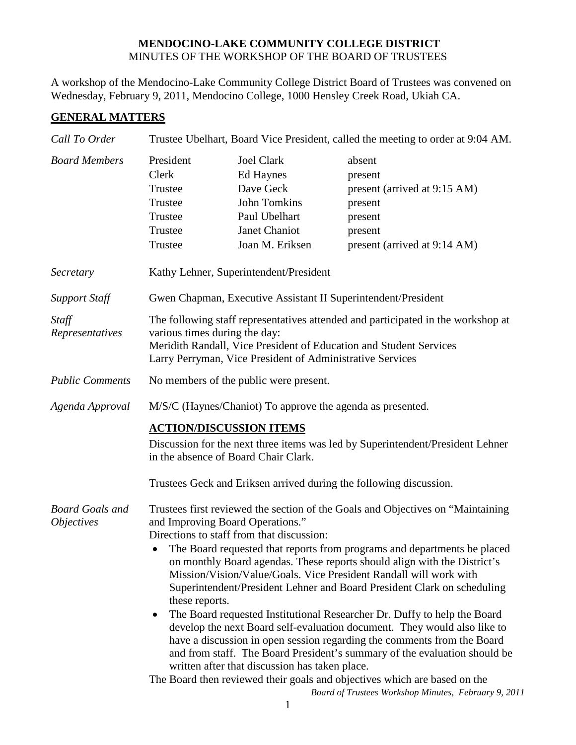**MENDOCINO-LAKE COMMUNITY COLLEGE DISTRICT**
MINUTES OF THE WORKSHOP OF THE BOARD OF TRUSTEES

A workshop of the Mendocino-Lake Community College District Board of Trustees was convened on Wednesday, February 9, 2011, Mendocino College, 1000 Hensley Creek Road, Ukiah CA.

## GENERAL MATTERS

*Call To Order* — Trustee Ubelhart, Board Vice President, called the meeting to order at 9:04 AM.

*Board Members*

| | | |
|---|---|---|
| President | Joel Clark | absent |
| Clerk | Ed Haynes | present |
| Trustee | Dave Geck | present (arrived at 9:15 AM) |
| Trustee | John Tomkins | present |
| Trustee | Paul Ubelhart | present |
| Trustee | Janet Chaniot | present |
| Trustee | Joan M. Eriksen | present (arrived at 9:14 AM) |

*Secretary* — Kathy Lehner, Superintendent/President

*Support Staff* — Gwen Chapman, Executive Assistant II Superintendent/President

*Staff Representatives* — The following staff representatives attended and participated in the workshop at various times during the day:
Meridith Randall, Vice President of Education and Student Services
Larry Perryman, Vice President of Administrative Services

*Public Comments* — No members of the public were present.

*Agenda Approval* — M/S/C (Haynes/Chaniot) To approve the agenda as presented.

## ACTION/DISCUSSION ITEMS

Discussion for the next three items was led by Superintendent/President Lehner in the absence of Board Chair Clark.

Trustees Geck and Eriksen arrived during the following discussion.

*Board Goals and Objectives* — Trustees first reviewed the section of the Goals and Objectives on "Maintaining and Improving Board Operations."
Directions to staff from that discussion:

- The Board requested that reports from programs and departments be placed on monthly Board agendas. These reports should align with the District's Mission/Vision/Value/Goals. Vice President Randall will work with Superintendent/President Lehner and Board President Clark on scheduling these reports.
- The Board requested Institutional Researcher Dr. Duffy to help the Board develop the next Board self-evaluation document. They would also like to have a discussion in open session regarding the comments from the Board and from staff. The Board President's summary of the evaluation should be written after that discussion has taken place.

The Board then reviewed their goals and objectives which are based on the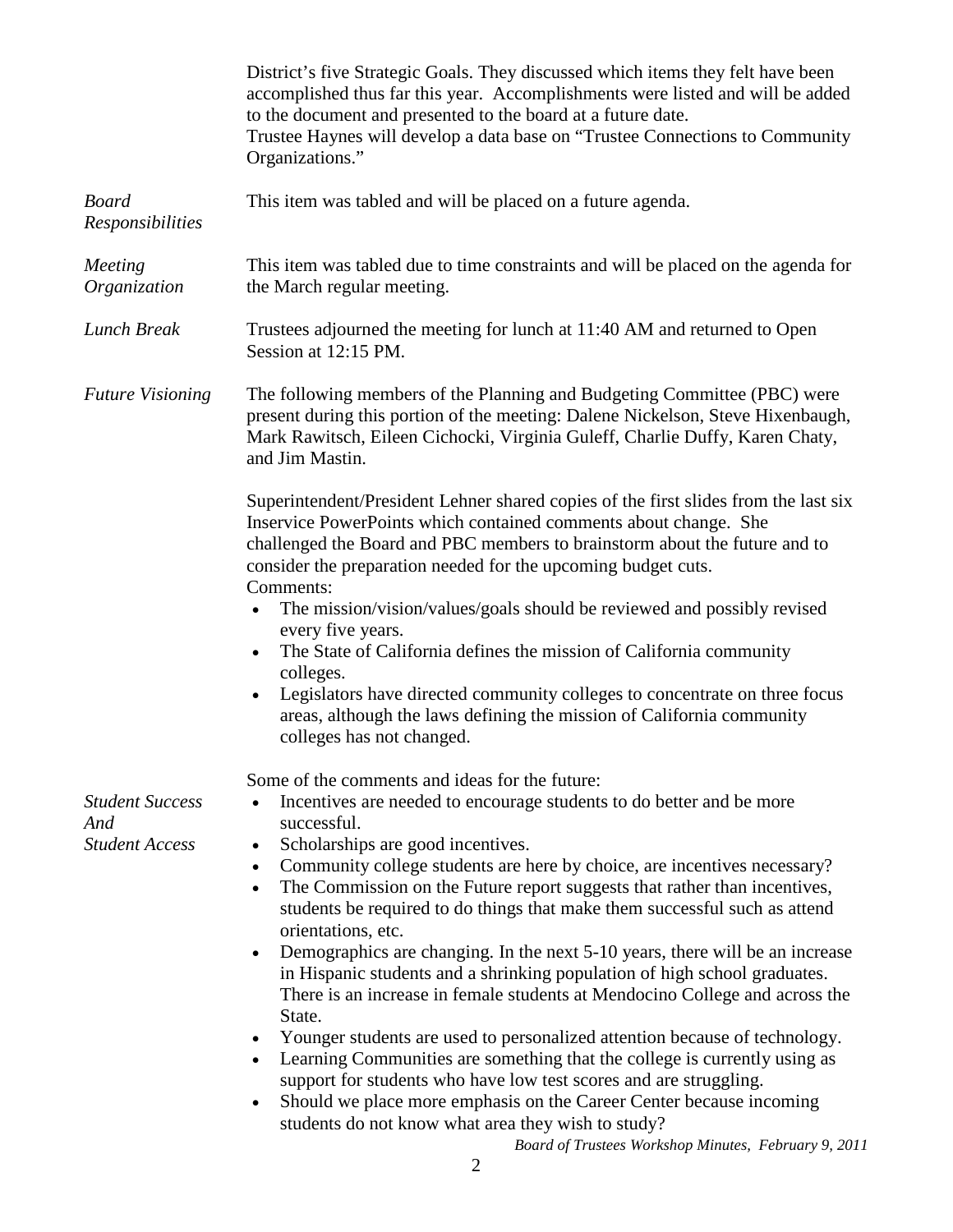District's five Strategic Goals. They discussed which items they felt have been accomplished thus far this year. Accomplishments were listed and will be added to the document and presented to the board at a future date.
Trustee Haynes will develop a data base on "Trustee Connections to Community Organizations."

*Board Responsibilities*

This item was tabled and will be placed on a future agenda.

*Meeting Organization*

This item was tabled due to time constraints and will be placed on the agenda for the March regular meeting.

*Lunch Break*

Trustees adjourned the meeting for lunch at 11:40 AM and returned to Open Session at 12:15 PM.

*Future Visioning*

The following members of the Planning and Budgeting Committee (PBC) were present during this portion of the meeting: Dalene Nickelson, Steve Hixenbaugh, Mark Rawitsch, Eileen Cichocki, Virginia Guleff, Charlie Duffy, Karen Chaty, and Jim Mastin.

Superintendent/President Lehner shared copies of the first slides from the last six Inservice PowerPoints which contained comments about change. She challenged the Board and PBC members to brainstorm about the future and to consider the preparation needed for the upcoming budget cuts.
Comments:

- The mission/vision/values/goals should be reviewed and possibly revised every five years.
- The State of California defines the mission of California community colleges.
- Legislators have directed community colleges to concentrate on three focus areas, although the laws defining the mission of California community colleges has not changed.

*Student Success And Student Access*

Some of the comments and ideas for the future:

- Incentives are needed to encourage students to do better and be more successful.
- Scholarships are good incentives.
- Community college students are here by choice, are incentives necessary?
- The Commission on the Future report suggests that rather than incentives, students be required to do things that make them successful such as attend orientations, etc.
- Demographics are changing. In the next 5-10 years, there will be an increase in Hispanic students and a shrinking population of high school graduates. There is an increase in female students at Mendocino College and across the State.
- Younger students are used to personalized attention because of technology.
- Learning Communities are something that the college is currently using as support for students who have low test scores and are struggling.
- Should we place more emphasis on the Career Center because incoming students do not know what area they wish to study?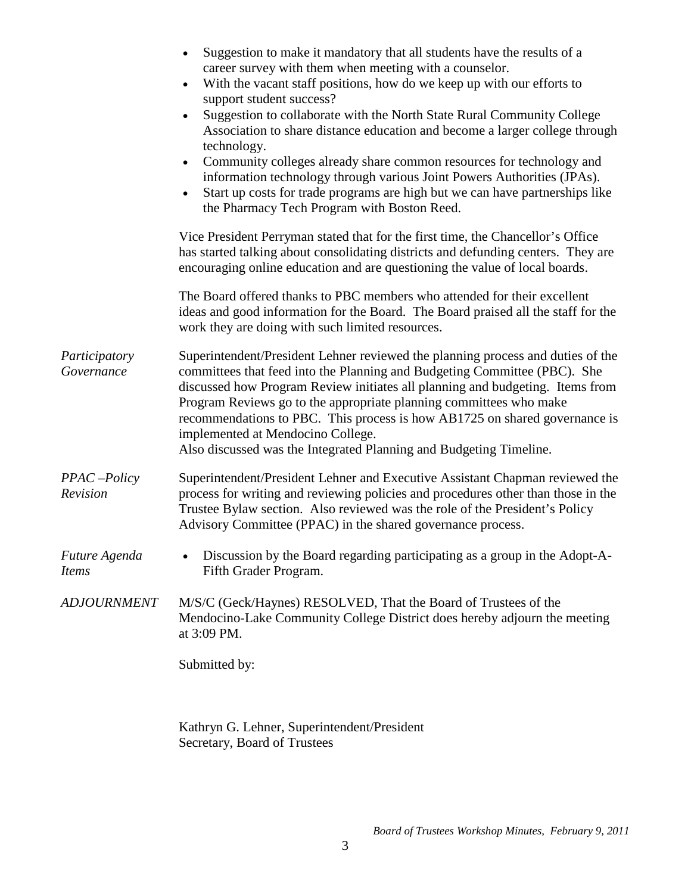- Suggestion to make it mandatory that all students have the results of a career survey with them when meeting with a counselor.
- With the vacant staff positions, how do we keep up with our efforts to support student success?
- Suggestion to collaborate with the North State Rural Community College Association to share distance education and become a larger college through technology.
- Community colleges already share common resources for technology and information technology through various Joint Powers Authorities (JPAs).
- Start up costs for trade programs are high but we can have partnerships like the Pharmacy Tech Program with Boston Reed.

Vice President Perryman stated that for the first time, the Chancellor's Office has started talking about consolidating districts and defunding centers. They are encouraging online education and are questioning the value of local boards.

The Board offered thanks to PBC members who attended for their excellent ideas and good information for the Board. The Board praised all the staff for the work they are doing with such limited resources.

*Participatory Governance*

Superintendent/President Lehner reviewed the planning process and duties of the committees that feed into the Planning and Budgeting Committee (PBC). She discussed how Program Review initiates all planning and budgeting. Items from Program Reviews go to the appropriate planning committees who make recommendations to PBC. This process is how AB1725 on shared governance is implemented at Mendocino College.
Also discussed was the Integrated Planning and Budgeting Timeline.

*PPAC –Policy Revision*

Superintendent/President Lehner and Executive Assistant Chapman reviewed the process for writing and reviewing policies and procedures other than those in the Trustee Bylaw section. Also reviewed was the role of the President's Policy Advisory Committee (PPAC) in the shared governance process.

*Future Agenda Items*

- Discussion by the Board regarding participating as a group in the Adopt-A-Fifth Grader Program.

*ADJOURNMENT*

M/S/C (Geck/Haynes) RESOLVED, That the Board of Trustees of the Mendocino-Lake Community College District does hereby adjourn the meeting at 3:09 PM.

Submitted by:

Kathryn G. Lehner, Superintendent/President
Secretary, Board of Trustees